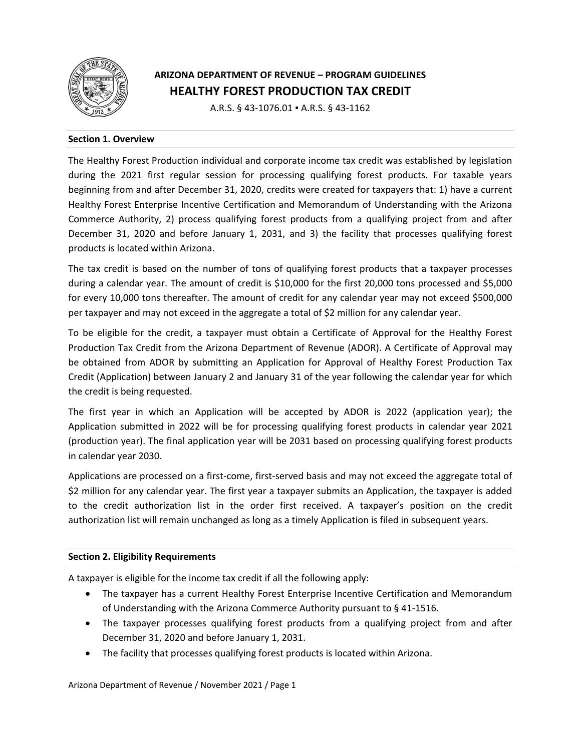# ARIZONA DEPARTMENT OF REVENUE – PROGRAM GUIDELINES

# HEALTHY FOREST PRODUCTION TAX CREDIT

A.R.S. § 43-1076.01 ▪ A.R.S. § 43-1162

## Section 1. Overview

The Healthy Forest Production individual and corporate income tax credit was established by legislation during the 2021 first regular session for processing qualifying forest products. For taxable years beginning from and after December 31, 2020, credits were created for taxpayers that: 1) have a current Healthy Forest Enterprise Incentive Certification and Memorandum of Understanding with the Arizona Commerce Authority, 2) process qualifying forest products from a qualifying project from and after December 31, 2020 and before January 1, 2031, and 3) the facility that processes qualifying forest products is located within Arizona.

The tax credit is based on the number of tons of qualifying forest products that a taxpayer processes during a calendar year. The amount of credit is $10,000 for the first 20,000 tons processed and $5,000 for every 10,000 tons thereafter. The amount of credit for any calendar year may not exceed $500,000 per taxpayer and may not exceed in the aggregate a total of $2 million for any calendar year.

To be eligible for the credit, a taxpayer must obtain a Certificate of Approval for the Healthy Forest Production Tax Credit from the Arizona Department of Revenue (ADOR). A Certificate of Approval may be obtained from ADOR by submitting an Application for Approval of Healthy Forest Production Tax Credit (Application) between January 2 and January 31 of the year following the calendar year for which the credit is being requested.

The first year in which an Application will be accepted by ADOR is 2022 (application year); the Application submitted in 2022 will be for processing qualifying forest products in calendar year 2021 (production year). The final application year will be 2031 based on processing qualifying forest products in calendar year 2030.

Applications are processed on a first-come, first-served basis and may not exceed the aggregate total of $2 million for any calendar year. The first year a taxpayer submits an Application, the taxpayer is added to the credit authorization list in the order first received. A taxpayer's position on the credit authorization list will remain unchanged as long as a timely Application is filed in subsequent years.

## Section 2. Eligibility Requirements

A taxpayer is eligible for the income tax credit if all the following apply:

- The taxpayer has a current Healthy Forest Enterprise Incentive Certification and Memorandum of Understanding with the Arizona Commerce Authority pursuant to § 41-1516.
- The taxpayer processes qualifying forest products from a qualifying project from and after December 31, 2020 and before January 1, 2031.
- The facility that processes qualifying forest products is located within Arizona.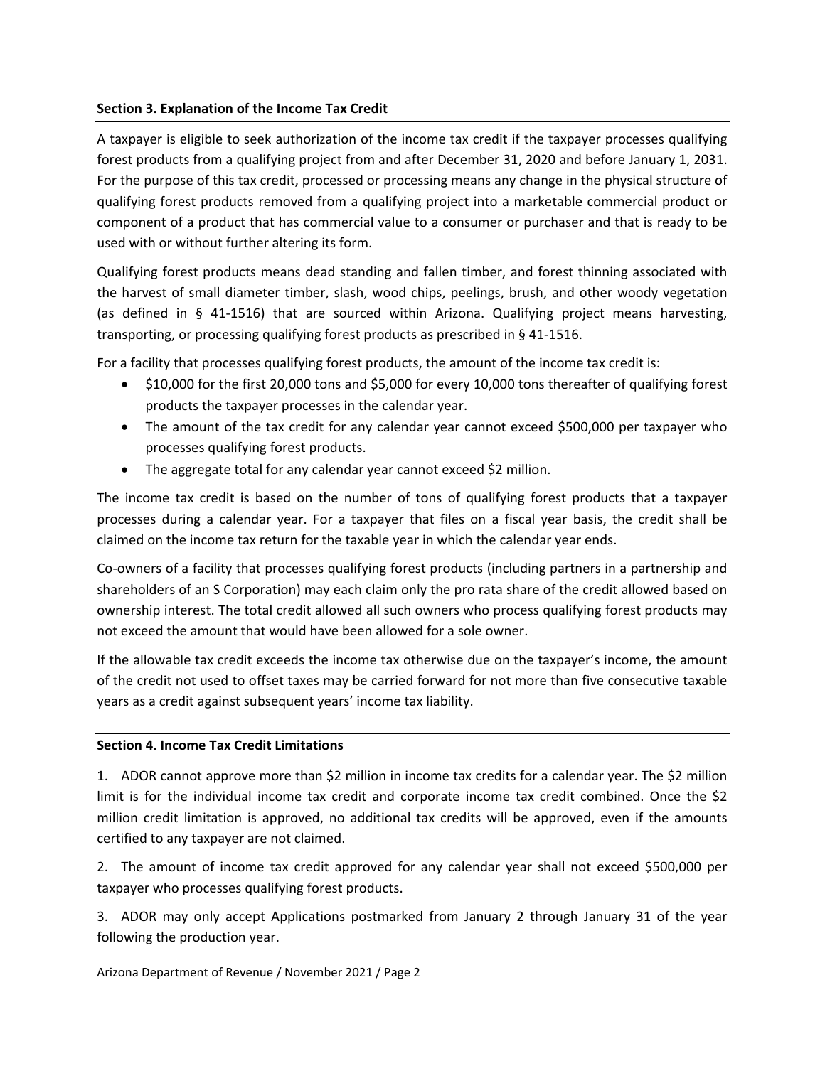**Section 3. Explanation of the Income Tax Credit**

A taxpayer is eligible to seek authorization of the income tax credit if the taxpayer processes qualifying forest products from a qualifying project from and after December 31, 2020 and before January 1, 2031. For the purpose of this tax credit, processed or processing means any change in the physical structure of qualifying forest products removed from a qualifying project into a marketable commercial product or component of a product that has commercial value to a consumer or purchaser and that is ready to be used with or without further altering its form.

Qualifying forest products means dead standing and fallen timber, and forest thinning associated with the harvest of small diameter timber, slash, wood chips, peelings, brush, and other woody vegetation (as defined in § 41-1516) that are sourced within Arizona. Qualifying project means harvesting, transporting, or processing qualifying forest products as prescribed in § 41-1516.

For a facility that processes qualifying forest products, the amount of the income tax credit is:

- $10,000 for the first 20,000 tons and $5,000 for every 10,000 tons thereafter of qualifying forest products the taxpayer processes in the calendar year.
- The amount of the tax credit for any calendar year cannot exceed $500,000 per taxpayer who processes qualifying forest products.
- The aggregate total for any calendar year cannot exceed $2 million.

The income tax credit is based on the number of tons of qualifying forest products that a taxpayer processes during a calendar year. For a taxpayer that files on a fiscal year basis, the credit shall be claimed on the income tax return for the taxable year in which the calendar year ends.

Co-owners of a facility that processes qualifying forest products (including partners in a partnership and shareholders of an S Corporation) may each claim only the pro rata share of the credit allowed based on ownership interest. The total credit allowed all such owners who process qualifying forest products may not exceed the amount that would have been allowed for a sole owner.

If the allowable tax credit exceeds the income tax otherwise due on the taxpayer's income, the amount of the credit not used to offset taxes may be carried forward for not more than five consecutive taxable years as a credit against subsequent years' income tax liability.

**Section 4. Income Tax Credit Limitations**

1. ADOR cannot approve more than $2 million in income tax credits for a calendar year. The $2 million limit is for the individual income tax credit and corporate income tax credit combined. Once the $2 million credit limitation is approved, no additional tax credits will be approved, even if the amounts certified to any taxpayer are not claimed.

2. The amount of income tax credit approved for any calendar year shall not exceed $500,000 per taxpayer who processes qualifying forest products.

3. ADOR may only accept Applications postmarked from January 2 through January 31 of the year following the production year.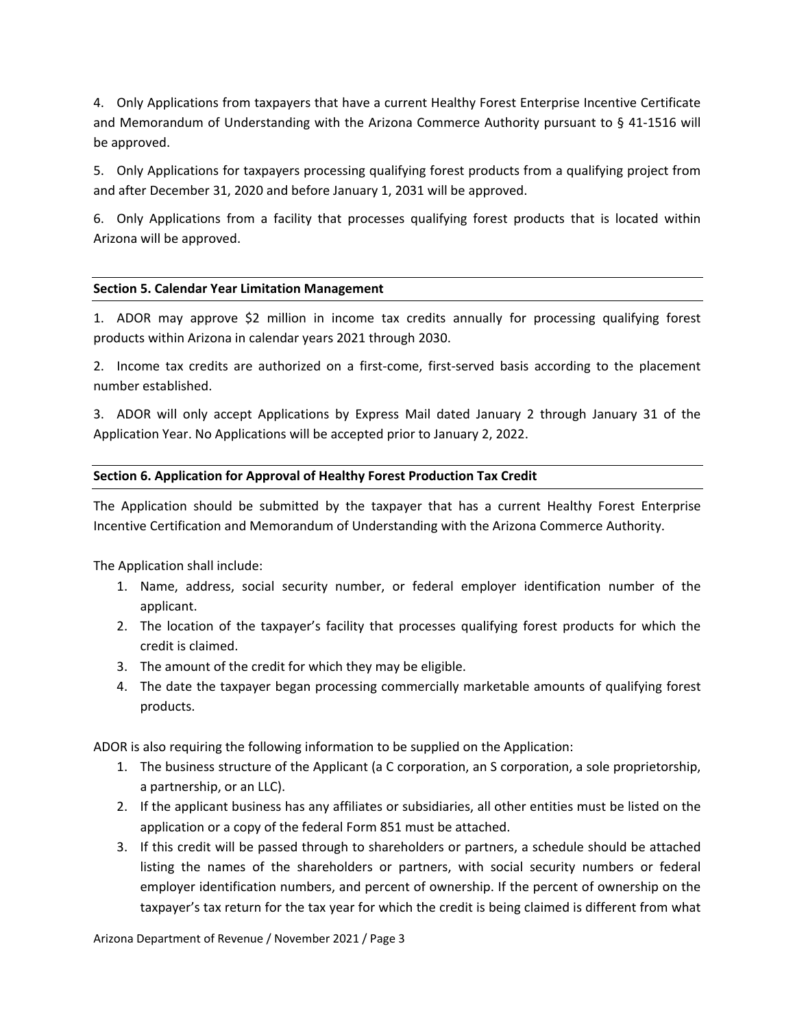4. Only Applications from taxpayers that have a current Healthy Forest Enterprise Incentive Certificate and Memorandum of Understanding with the Arizona Commerce Authority pursuant to § 41-1516 will be approved.

5. Only Applications for taxpayers processing qualifying forest products from a qualifying project from and after December 31, 2020 and before January 1, 2031 will be approved.

6. Only Applications from a facility that processes qualifying forest products that is located within Arizona will be approved.

## Section 5. Calendar Year Limitation Management

1. ADOR may approve $2 million in income tax credits annually for processing qualifying forest products within Arizona in calendar years 2021 through 2030.

2. Income tax credits are authorized on a first-come, first-served basis according to the placement number established.

3. ADOR will only accept Applications by Express Mail dated January 2 through January 31 of the Application Year. No Applications will be accepted prior to January 2, 2022.

## Section 6. Application for Approval of Healthy Forest Production Tax Credit

The Application should be submitted by the taxpayer that has a current Healthy Forest Enterprise Incentive Certification and Memorandum of Understanding with the Arizona Commerce Authority.

The Application shall include:

1. Name, address, social security number, or federal employer identification number of the applicant.
2. The location of the taxpayer's facility that processes qualifying forest products for which the credit is claimed.
3. The amount of the credit for which they may be eligible.
4. The date the taxpayer began processing commercially marketable amounts of qualifying forest products.

ADOR is also requiring the following information to be supplied on the Application:

1. The business structure of the Applicant (a C corporation, an S corporation, a sole proprietorship, a partnership, or an LLC).
2. If the applicant business has any affiliates or subsidiaries, all other entities must be listed on the application or a copy of the federal Form 851 must be attached.
3. If this credit will be passed through to shareholders or partners, a schedule should be attached listing the names of the shareholders or partners, with social security numbers or federal employer identification numbers, and percent of ownership. If the percent of ownership on the taxpayer's tax return for the tax year for which the credit is being claimed is different from what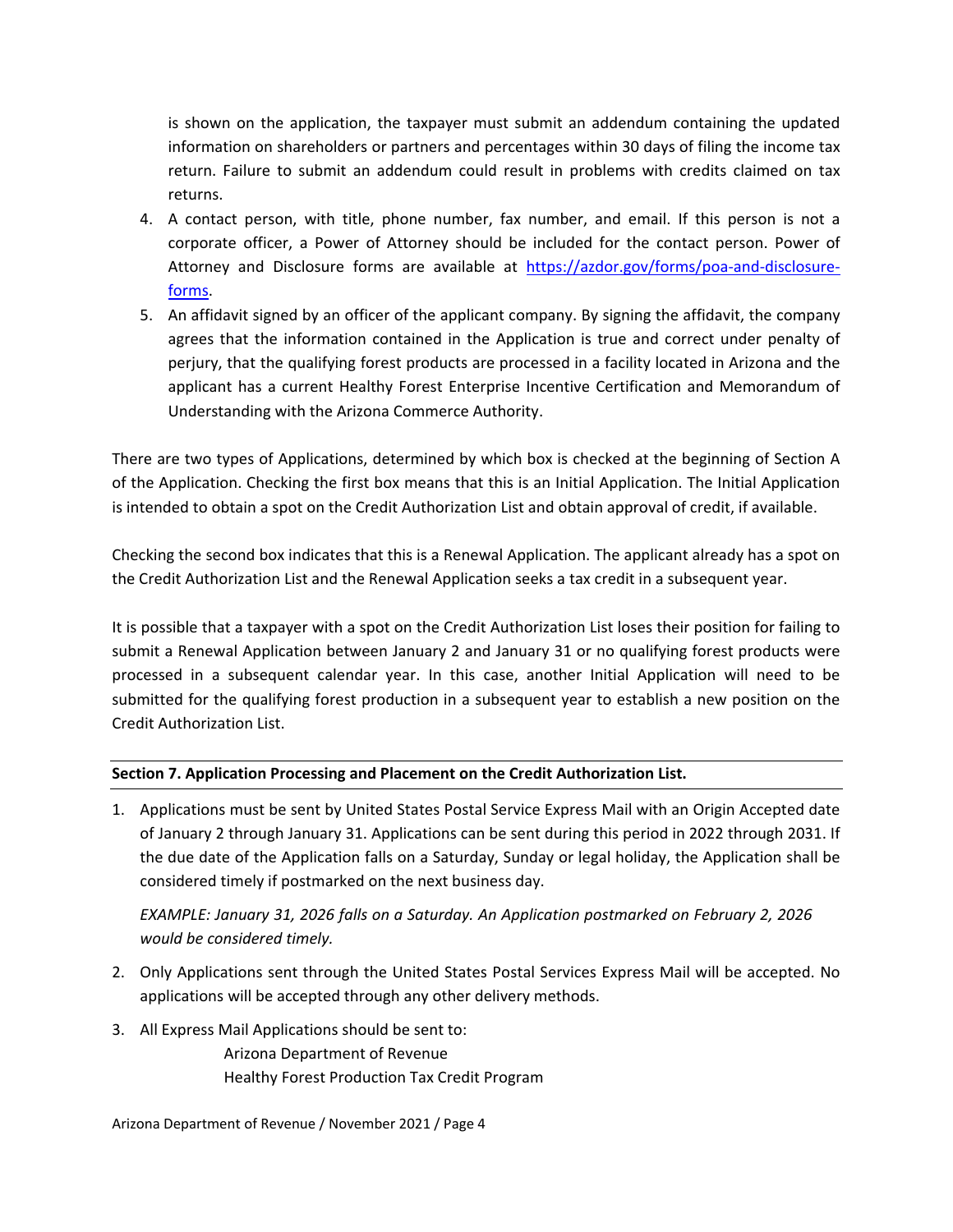is shown on the application, the taxpayer must submit an addendum containing the updated information on shareholders or partners and percentages within 30 days of filing the income tax return. Failure to submit an addendum could result in problems with credits claimed on tax returns.

4. A contact person, with title, phone number, fax number, and email. If this person is not a corporate officer, a Power of Attorney should be included for the contact person. Power of Attorney and Disclosure forms are available at [https://azdor.gov/forms/poa-and-disclosure-forms](https://azdor.gov/forms/poa-and-disclosure-forms).
5. An affidavit signed by an officer of the applicant company. By signing the affidavit, the company agrees that the information contained in the Application is true and correct under penalty of perjury, that the qualifying forest products are processed in a facility located in Arizona and the applicant has a current Healthy Forest Enterprise Incentive Certification and Memorandum of Understanding with the Arizona Commerce Authority.

There are two types of Applications, determined by which box is checked at the beginning of Section A of the Application. Checking the first box means that this is an Initial Application. The Initial Application is intended to obtain a spot on the Credit Authorization List and obtain approval of credit, if available.

Checking the second box indicates that this is a Renewal Application. The applicant already has a spot on the Credit Authorization List and the Renewal Application seeks a tax credit in a subsequent year.

It is possible that a taxpayer with a spot on the Credit Authorization List loses their position for failing to submit a Renewal Application between January 2 and January 31 or no qualifying forest products were processed in a subsequent calendar year. In this case, another Initial Application will need to be submitted for the qualifying forest production in a subsequent year to establish a new position on the Credit Authorization List.

**Section 7. Application Processing and Placement on the Credit Authorization List.**

1. Applications must be sent by United States Postal Service Express Mail with an Origin Accepted date of January 2 through January 31. Applications can be sent during this period in 2022 through 2031. If the due date of the Application falls on a Saturday, Sunday or legal holiday, the Application shall be considered timely if postmarked on the next business day.

   *EXAMPLE: January 31, 2026 falls on a Saturday. An Application postmarked on February 2, 2026 would be considered timely.*

2. Only Applications sent through the United States Postal Services Express Mail will be accepted. No applications will be accepted through any other delivery methods.
3. All Express Mail Applications should be sent to:

   Arizona Department of Revenue
   Healthy Forest Production Tax Credit Program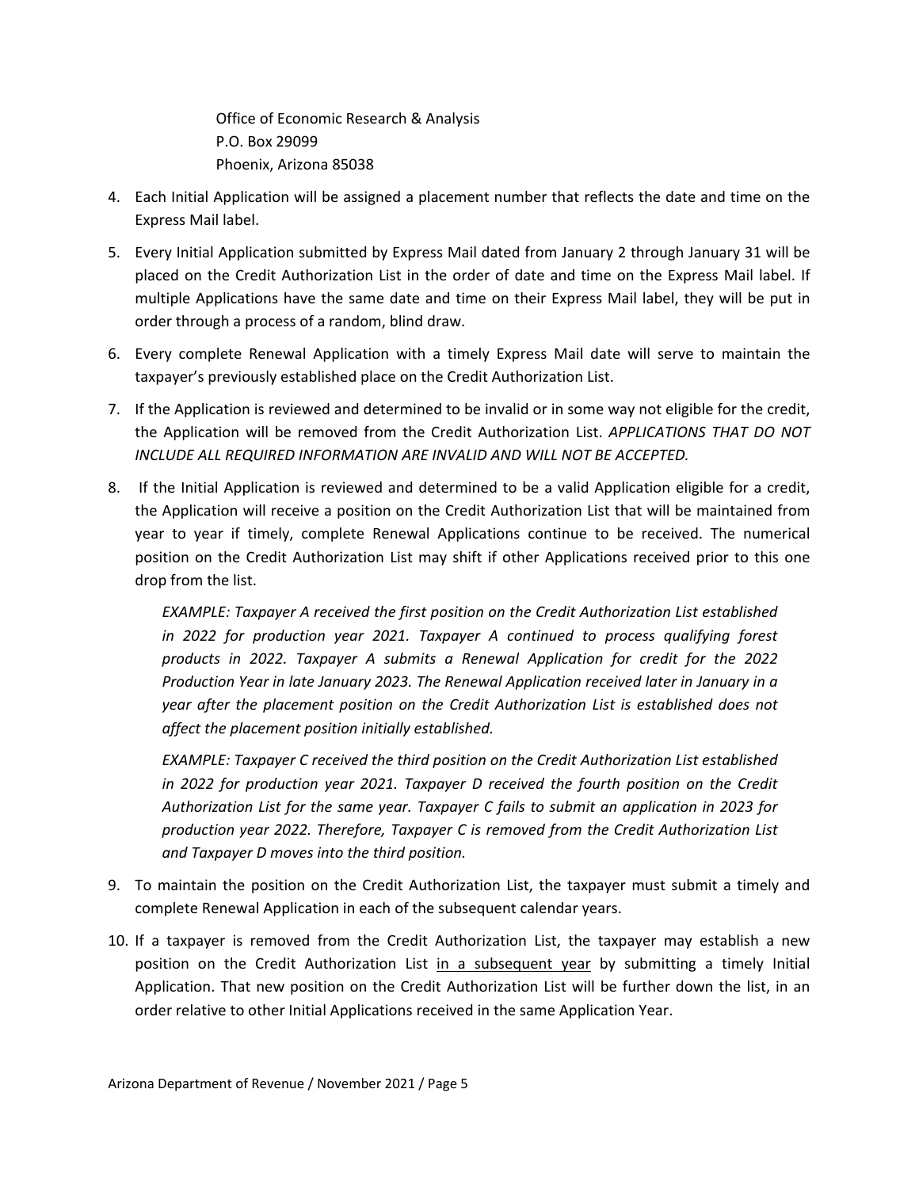Office of Economic Research & Analysis
P.O. Box 29099
Phoenix, Arizona 85038

4. Each Initial Application will be assigned a placement number that reflects the date and time on the Express Mail label.

5. Every Initial Application submitted by Express Mail dated from January 2 through January 31 will be placed on the Credit Authorization List in the order of date and time on the Express Mail label. If multiple Applications have the same date and time on their Express Mail label, they will be put in order through a process of a random, blind draw.

6. Every complete Renewal Application with a timely Express Mail date will serve to maintain the taxpayer's previously established place on the Credit Authorization List.

7. If the Application is reviewed and determined to be invalid or in some way not eligible for the credit, the Application will be removed from the Credit Authorization List. *APPLICATIONS THAT DO NOT INCLUDE ALL REQUIRED INFORMATION ARE INVALID AND WILL NOT BE ACCEPTED.*

8. If the Initial Application is reviewed and determined to be a valid Application eligible for a credit, the Application will receive a position on the Credit Authorization List that will be maintained from year to year if timely, complete Renewal Applications continue to be received. The numerical position on the Credit Authorization List may shift if other Applications received prior to this one drop from the list.

   *EXAMPLE: Taxpayer A received the first position on the Credit Authorization List established in 2022 for production year 2021. Taxpayer A continued to process qualifying forest products in 2022. Taxpayer A submits a Renewal Application for credit for the 2022 Production Year in late January 2023. The Renewal Application received later in January in a year after the placement position on the Credit Authorization List is established does not affect the placement position initially established.*

   *EXAMPLE: Taxpayer C received the third position on the Credit Authorization List established in 2022 for production year 2021. Taxpayer D received the fourth position on the Credit Authorization List for the same year. Taxpayer C fails to submit an application in 2023 for production year 2022. Therefore, Taxpayer C is removed from the Credit Authorization List and Taxpayer D moves into the third position.*

9. To maintain the position on the Credit Authorization List, the taxpayer must submit a timely and complete Renewal Application in each of the subsequent calendar years.

10. If a taxpayer is removed from the Credit Authorization List, the taxpayer may establish a new position on the Credit Authorization List <u>in a subsequent year</u> by submitting a timely Initial Application. That new position on the Credit Authorization List will be further down the list, in an order relative to other Initial Applications received in the same Application Year.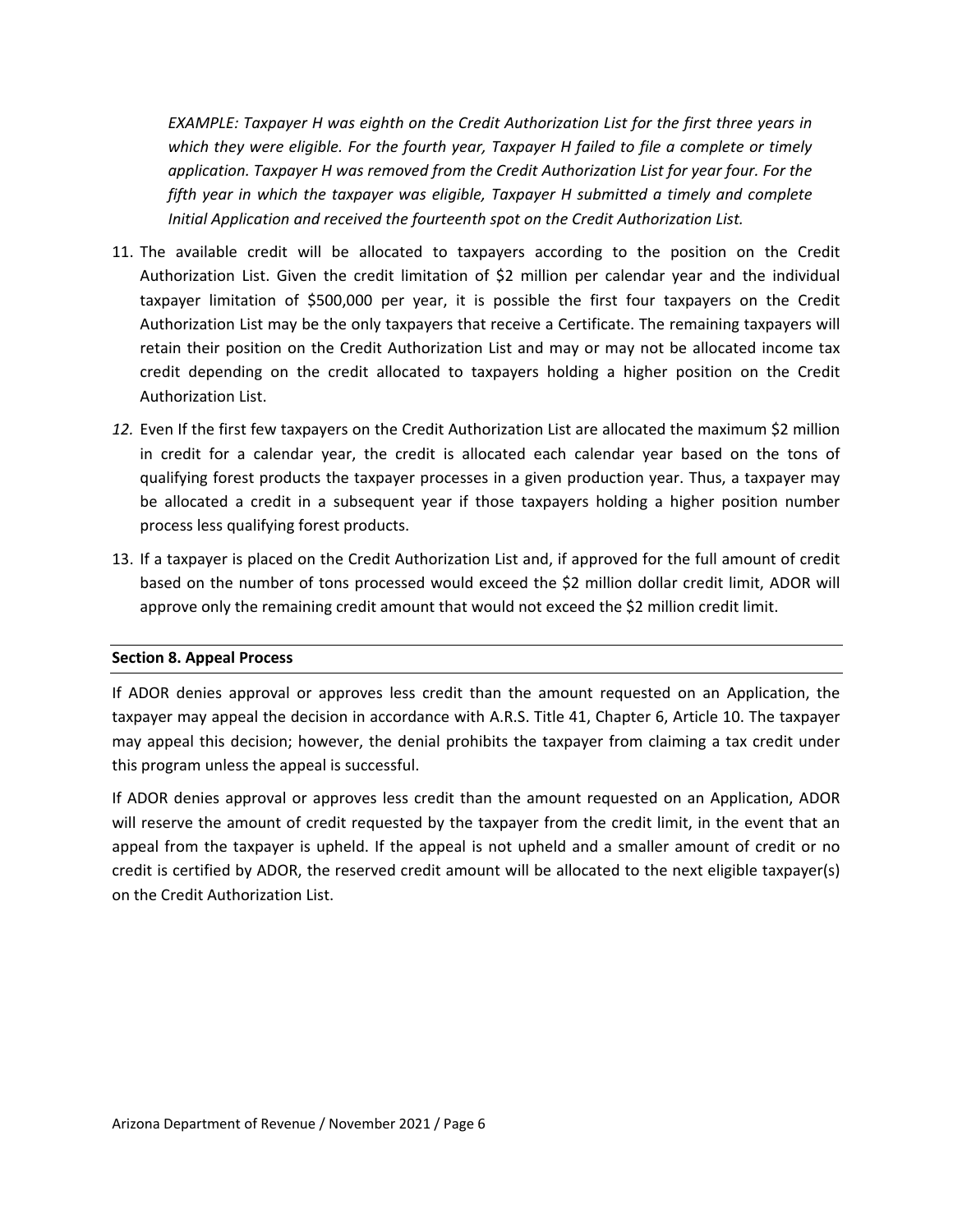*EXAMPLE: Taxpayer H was eighth on the Credit Authorization List for the first three years in which they were eligible. For the fourth year, Taxpayer H failed to file a complete or timely application. Taxpayer H was removed from the Credit Authorization List for year four. For the fifth year in which the taxpayer was eligible, Taxpayer H submitted a timely and complete Initial Application and received the fourteenth spot on the Credit Authorization List.*

11. The available credit will be allocated to taxpayers according to the position on the Credit Authorization List. Given the credit limitation of $2 million per calendar year and the individual taxpayer limitation of $500,000 per year, it is possible the first four taxpayers on the Credit Authorization List may be the only taxpayers that receive a Certificate. The remaining taxpayers will retain their position on the Credit Authorization List and may or may not be allocated income tax credit depending on the credit allocated to taxpayers holding a higher position on the Credit Authorization List.
12. Even If the first few taxpayers on the Credit Authorization List are allocated the maximum $2 million in credit for a calendar year, the credit is allocated each calendar year based on the tons of qualifying forest products the taxpayer processes in a given production year. Thus, a taxpayer may be allocated a credit in a subsequent year if those taxpayers holding a higher position number process less qualifying forest products.
13. If a taxpayer is placed on the Credit Authorization List and, if approved for the full amount of credit based on the number of tons processed would exceed the $2 million dollar credit limit, ADOR will approve only the remaining credit amount that would not exceed the $2 million credit limit.

**Section 8. Appeal Process**

If ADOR denies approval or approves less credit than the amount requested on an Application, the taxpayer may appeal the decision in accordance with A.R.S. Title 41, Chapter 6, Article 10. The taxpayer may appeal this decision; however, the denial prohibits the taxpayer from claiming a tax credit under this program unless the appeal is successful.

If ADOR denies approval or approves less credit than the amount requested on an Application, ADOR will reserve the amount of credit requested by the taxpayer from the credit limit, in the event that an appeal from the taxpayer is upheld. If the appeal is not upheld and a smaller amount of credit or no credit is certified by ADOR, the reserved credit amount will be allocated to the next eligible taxpayer(s) on the Credit Authorization List.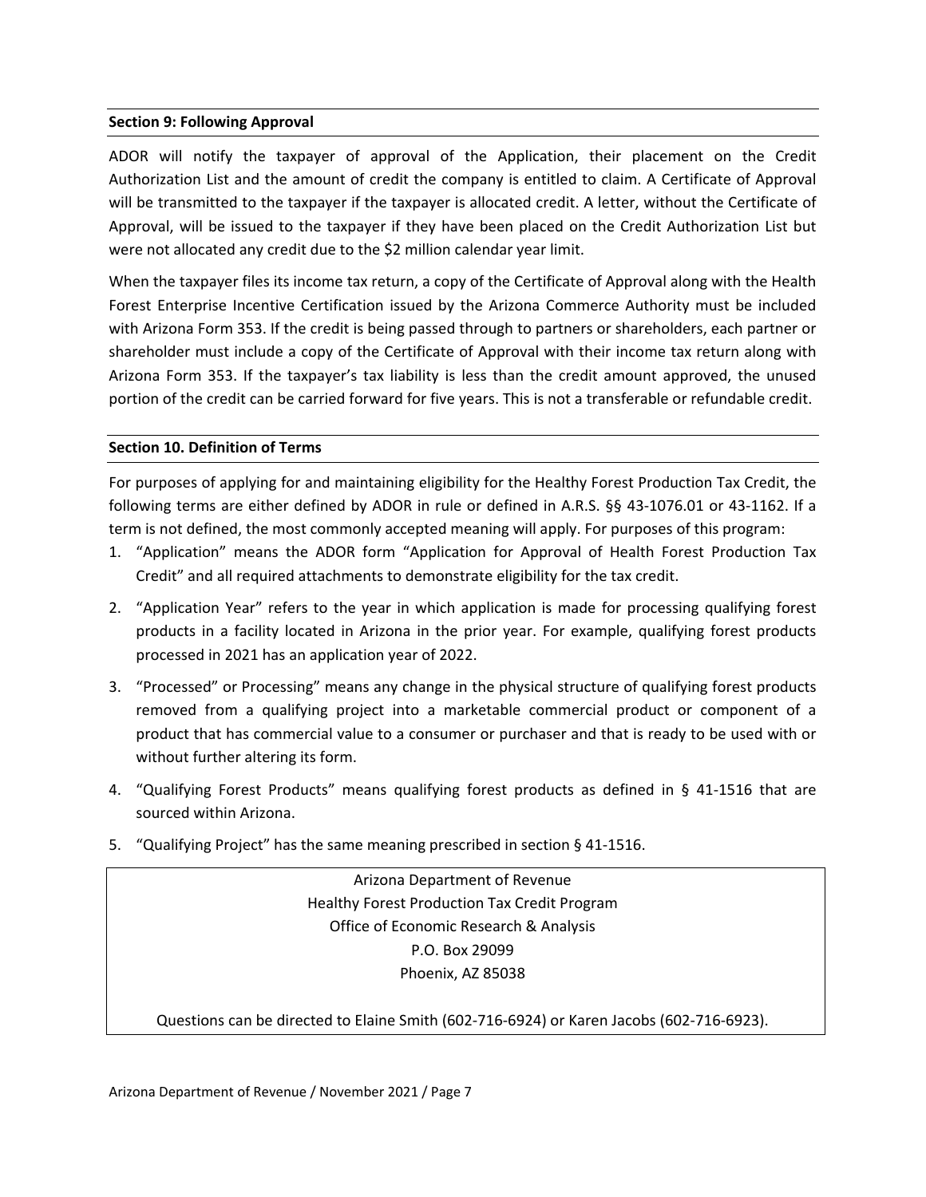**Section 9: Following Approval**

ADOR will notify the taxpayer of approval of the Application, their placement on the Credit Authorization List and the amount of credit the company is entitled to claim. A Certificate of Approval will be transmitted to the taxpayer if the taxpayer is allocated credit. A letter, without the Certificate of Approval, will be issued to the taxpayer if they have been placed on the Credit Authorization List but were not allocated any credit due to the $2 million calendar year limit.

When the taxpayer files its income tax return, a copy of the Certificate of Approval along with the Health Forest Enterprise Incentive Certification issued by the Arizona Commerce Authority must be included with Arizona Form 353. If the credit is being passed through to partners or shareholders, each partner or shareholder must include a copy of the Certificate of Approval with their income tax return along with Arizona Form 353. If the taxpayer's tax liability is less than the credit amount approved, the unused portion of the credit can be carried forward for five years. This is not a transferable or refundable credit.

**Section 10. Definition of Terms**

For purposes of applying for and maintaining eligibility for the Healthy Forest Production Tax Credit, the following terms are either defined by ADOR in rule or defined in A.R.S. §§ 43-1076.01 or 43-1162. If a term is not defined, the most commonly accepted meaning will apply. For purposes of this program:

1. "Application" means the ADOR form "Application for Approval of Health Forest Production Tax Credit" and all required attachments to demonstrate eligibility for the tax credit.
2. "Application Year" refers to the year in which application is made for processing qualifying forest products in a facility located in Arizona in the prior year. For example, qualifying forest products processed in 2021 has an application year of 2022.
3. "Processed" or Processing" means any change in the physical structure of qualifying forest products removed from a qualifying project into a marketable commercial product or component of a product that has commercial value to a consumer or purchaser and that is ready to be used with or without further altering its form.
4. "Qualifying Forest Products" means qualifying forest products as defined in § 41-1516 that are sourced within Arizona.
5. "Qualifying Project" has the same meaning prescribed in section § 41-1516.

Arizona Department of Revenue
Healthy Forest Production Tax Credit Program
Office of Economic Research & Analysis
P.O. Box 29099
Phoenix, AZ 85038

Questions can be directed to Elaine Smith (602-716-6924) or Karen Jacobs (602-716-6923).